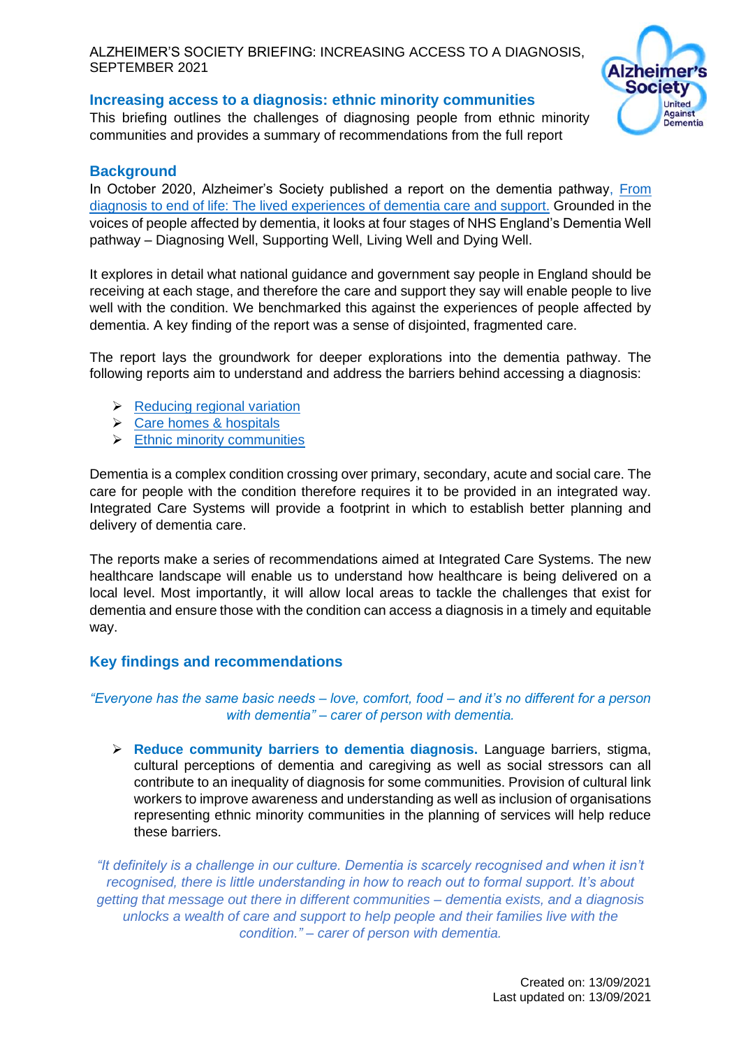ALZHEIMER'S SOCIETY BRIEFING: INCREASING ACCESS TO A DIAGNOSIS, SEPTEMBER 2021

## Increasing access to a diagnosis: ethnic minority communities

This briefing outlines the challenges of diagnosing people from ethnic minority communities and provides a summary of recommendations from the full report

## Background

In October 2020, Alzheimer's Society published a report on the dementia pathway, From diagnosis to end of life: The lived experiences of dementia care and support. Grounded in the voices of people affected by dementia, it looks at four stages of NHS England's Dementia Well pathway – Diagnosing Well, Supporting Well, Living Well and Dying Well.

It explores in detail what national guidance and government say people in England should be receiving at each stage, and therefore the care and support they say will enable people to live well with the condition. We benchmarked this against the experiences of people affected by dementia. A key finding of the report was a sense of disjointed, fragmented care.

The report lays the groundwork for deeper explorations into the dementia pathway. The following reports aim to understand and address the barriers behind accessing a diagnosis:

- Reducing regional variation
- Care homes & hospitals
- Ethnic minority communities

Dementia is a complex condition crossing over primary, secondary, acute and social care. The care for people with the condition therefore requires it to be provided in an integrated way. Integrated Care Systems will provide a footprint in which to establish better planning and delivery of dementia care.

The reports make a series of recommendations aimed at Integrated Care Systems. The new healthcare landscape will enable us to understand how healthcare is being delivered on a local level. Most importantly, it will allow local areas to tackle the challenges that exist for dementia and ensure those with the condition can access a diagnosis in a timely and equitable way.

## Key findings and recommendations

*"Everyone has the same basic needs – love, comfort, food – and it's no different for a person with dementia" – carer of person with dementia.*

- **Reduce community barriers to dementia diagnosis.** Language barriers, stigma, cultural perceptions of dementia and caregiving as well as social stressors can all contribute to an inequality of diagnosis for some communities. Provision of cultural link workers to improve awareness and understanding as well as inclusion of organisations representing ethnic minority communities in the planning of services will help reduce these barriers.

*"It definitely is a challenge in our culture. Dementia is scarcely recognised and when it isn't recognised, there is little understanding in how to reach out to formal support. It's about getting that message out there in different communities – dementia exists, and a diagnosis unlocks a wealth of care and support to help people and their families live with the condition." – carer of person with dementia.*

Created on: 13/09/2021
Last updated on: 13/09/2021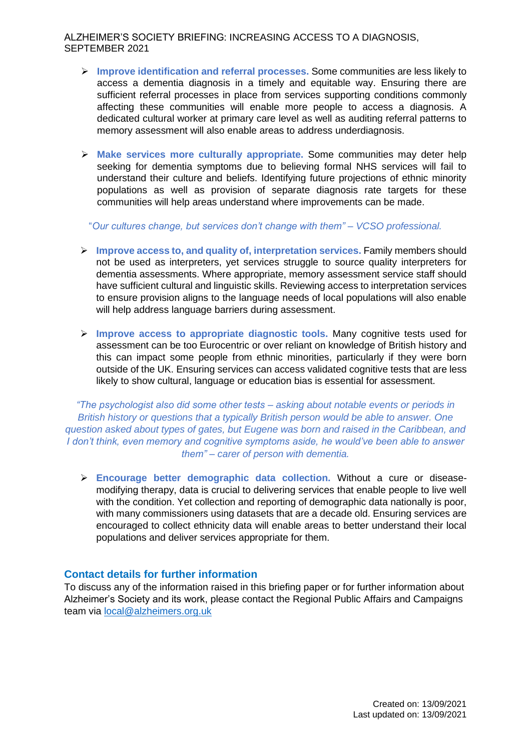- **Improve identification and referral processes.** Some communities are less likely to access a dementia diagnosis in a timely and equitable way. Ensuring there are sufficient referral processes in place from services supporting conditions commonly affecting these communities will enable more people to access a diagnosis. A dedicated cultural worker at primary care level as well as auditing referral patterns to memory assessment will also enable areas to address underdiagnosis.

- **Make services more culturally appropriate.** Some communities may deter help seeking for dementia symptoms due to believing formal NHS services will fail to understand their culture and beliefs. Identifying future projections of ethnic minority populations as well as provision of separate diagnosis rate targets for these communities will help areas understand where improvements can be made.

*"Our cultures change, but services don't change with them" – VCSO professional.*

- **Improve access to, and quality of, interpretation services.** Family members should not be used as interpreters, yet services struggle to source quality interpreters for dementia assessments. Where appropriate, memory assessment service staff should have sufficient cultural and linguistic skills. Reviewing access to interpretation services to ensure provision aligns to the language needs of local populations will also enable will help address language barriers during assessment.

- **Improve access to appropriate diagnostic tools.** Many cognitive tests used for assessment can be too Eurocentric or over reliant on knowledge of British history and this can impact some people from ethnic minorities, particularly if they were born outside of the UK. Ensuring services can access validated cognitive tests that are less likely to show cultural, language or education bias is essential for assessment.

*"The psychologist also did some other tests – asking about notable events or periods in British history or questions that a typically British person would be able to answer. One question asked about types of gates, but Eugene was born and raised in the Caribbean, and I don't think, even memory and cognitive symptoms aside, he would've been able to answer them" – carer of person with dementia.*

- **Encourage better demographic data collection.** Without a cure or disease-modifying therapy, data is crucial to delivering services that enable people to live well with the condition. Yet collection and reporting of demographic data nationally is poor, with many commissioners using datasets that are a decade old. Ensuring services are encouraged to collect ethnicity data will enable areas to better understand their local populations and deliver services appropriate for them.

## Contact details for further information

To discuss any of the information raised in this briefing paper or for further information about Alzheimer's Society and its work, please contact the Regional Public Affairs and Campaigns team via local@alzheimers.org.uk

Created on: 13/09/2021
Last updated on: 13/09/2021